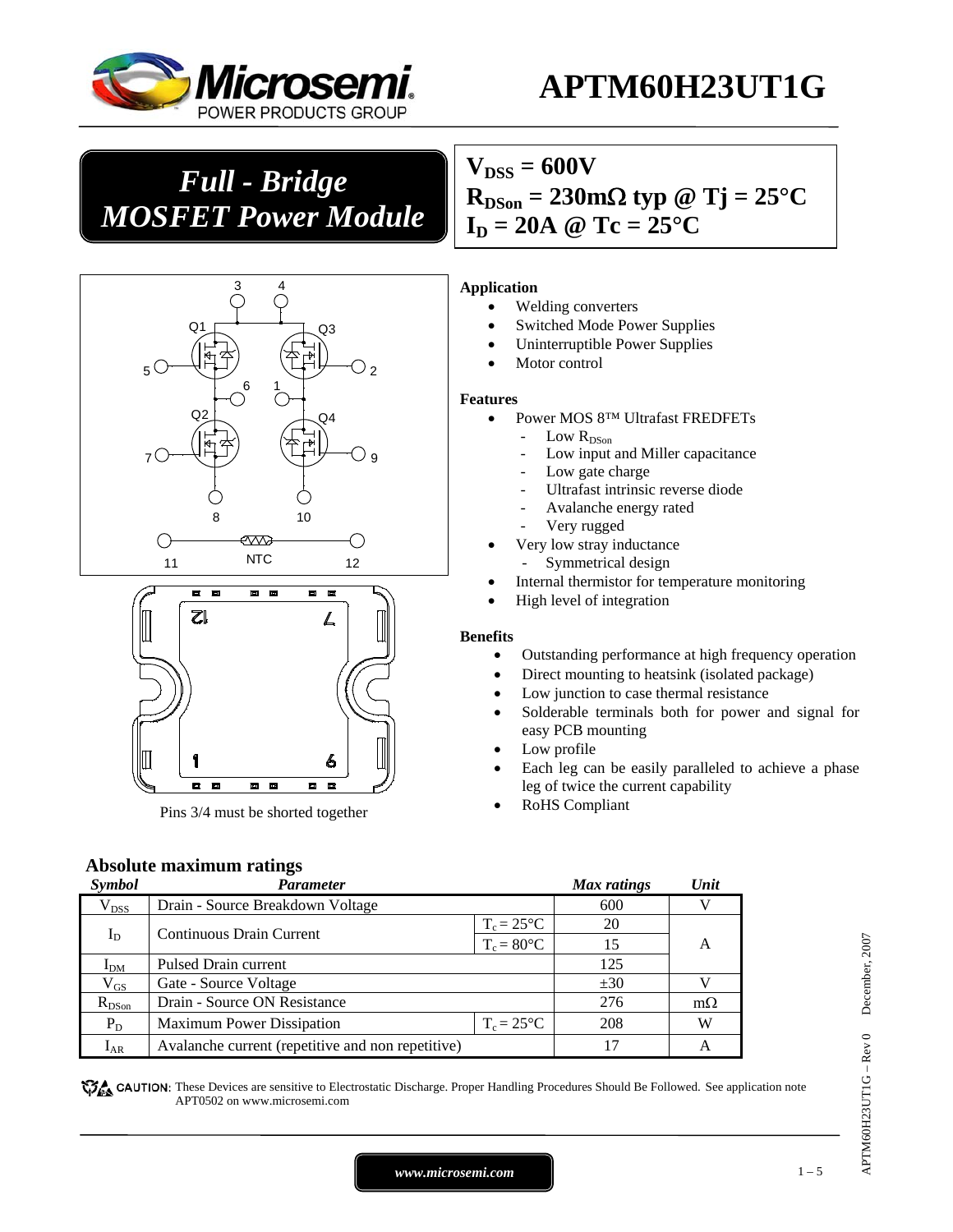# APTM60H23UT1G

## *Full - Bridge MOSFET Power Module*

$V_{DSS}$ = 600V
$R_{DSon}$ = 230mΩ typ @ Tj = 25°C
$I_D$ = 20A @ Tc = 25°C

Pins 3/4 must be shorted together

### Application

- Welding converters
- Switched Mode Power Supplies
- Uninterruptible Power Supplies
- Motor control

### Features

- Power MOS 8™ Ultrafast FREDFETs
  - Low $R_{DSon}$
  - Low input and Miller capacitance
  - Low gate charge
  - Ultrafast intrinsic reverse diode
  - Avalanche energy rated
  - Very rugged
- Very low stray inductance
  - Symmetrical design
- Internal thermistor for temperature monitoring
- High level of integration

### Benefits

- Outstanding performance at high frequency operation
- Direct mounting to heatsink (isolated package)
- Low junction to case thermal resistance
- Solderable terminals both for power and signal for easy PCB mounting
- Low profile
- Each leg can be easily paralleled to achieve a phase leg of twice the current capability
- RoHS Compliant

### Absolute maximum ratings

| *Symbol* | *Parameter* | | *Max ratings* | *Unit* |
|---|---|---|---|---|
| $V_{DSS}$ | Drain - Source Breakdown Voltage | | 600 | V |
| $I_D$ | Continuous Drain Current | $T_c$ = 25°C | 20 | A |
| | | $T_c$ = 80°C | 15 | |
| $I_{DM}$ | Pulsed Drain current | | 125 | |
| $V_{GS}$ | Gate - Source Voltage | | ±30 | V |
| $R_{DSon}$ | Drain - Source ON Resistance | | 276 | mΩ |
| $P_D$ | Maximum Power Dissipation | $T_c$ = 25°C | 208 | W |
| $I_{AR}$ | Avalanche current (repetitive and non repetitive) | | 17 | A |

CAUTION: These Devices are sensitive to Electrostatic Discharge. Proper Handling Procedures Should Be Followed. See application note APT0502 on www.microsemi.com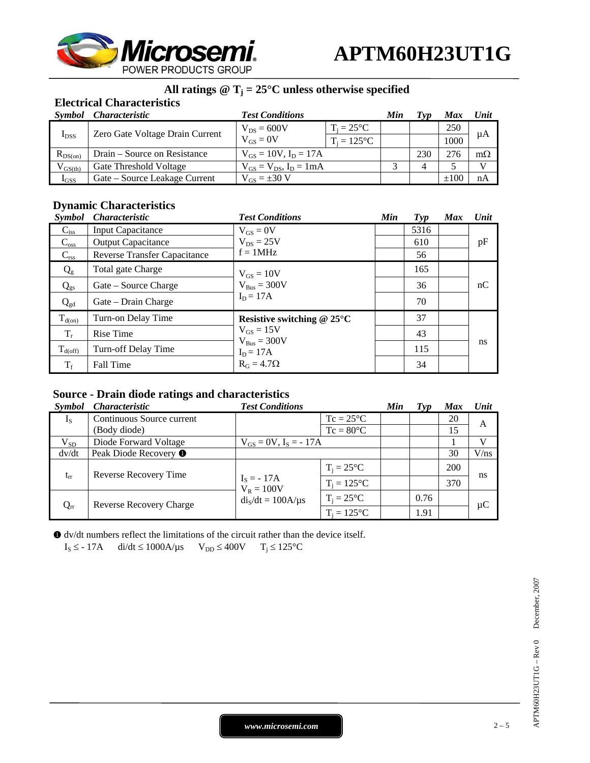## All ratings @ $T_j$ = 25°C unless otherwise specified

### Electrical Characteristics

| Symbol | Characteristic | Test Conditions | | Min | Typ | Max | Unit |
|---|---|---|---|---|---|---|---|
| $I_{DSS}$ | Zero Gate Voltage Drain Current | $V_{DS}$ = 600V $V_{GS}$ = 0V | $T_j$ = 25°C | | | 250 | µA |
| | | | $T_j$ = 125°C | | | 1000 | |
| $R_{DS(on)}$ | Drain – Source on Resistance | $V_{GS}$ = 10V, $I_D$ = 17A | | | 230 | 276 | mΩ |
| $V_{GS(th)}$ | Gate Threshold Voltage | $V_{GS}$ = $V_{DS}$, $I_D$ = 1mA | | 3 | 4 | 5 | V |
| $I_{GSS}$ | Gate – Source Leakage Current | $V_{GS}$ = ±30 V | | | | ±100 | nA |

### Dynamic Characteristics

| Symbol | Characteristic | Test Conditions | Min | Typ | Max | Unit |
|---|---|---|---|---|---|---|
| $C_{iss}$ | Input Capacitance | $V_{GS}$ = 0V $V_{DS}$ = 25V f = 1MHz | | 5316 | | pF |
| $C_{oss}$ | Output Capacitance | | | 610 | | |
| $C_{rss}$ | Reverse Transfer Capacitance | | | 56 | | |
| $Q_g$ | Total gate Charge | $V_{GS}$ = 10V $V_{Bus}$ = 300V $I_D$ = 17A | | 165 | | nC |
| $Q_{gs}$ | Gate – Source Charge | | | 36 | | |
| $Q_{gd}$ | Gate – Drain Charge | | | 70 | | |
| $T_{d(on)}$ | Turn-on Delay Time | **Resistive switching @ 25°C** $V_{GS}$ = 15V $V_{Bus}$ = 300V $I_D$ = 17A $R_G$ = 4.7Ω | | 37 | | ns |
| $T_r$ | Rise Time | | | 43 | | |
| $T_{d(off)}$ | Turn-off Delay Time | | | 115 | | |
| $T_f$ | Fall Time | | | 34 | | |

### Source - Drain diode ratings and characteristics

| Symbol | Characteristic | Test Conditions | | Min | Typ | Max | Unit |
|---|---|---|---|---|---|---|---|
| $I_S$ | Continuous Source current (Body diode) | | Tc = 25°C | | | 20 | A |
| | | | Tc = 80°C | | | 15 | |
| $V_{SD}$ | Diode Forward Voltage | $V_{GS}$ = 0V, $I_S$ = - 17A | | | | 1 | V |
| dv/dt | Peak Diode Recovery ❶ | | | | | 30 | V/ns |
| $t_{rr}$ | Reverse Recovery Time | $I_S$ = - 17A $V_R$ = 100V $di_S/dt$ = 100A/µs | $T_j$ = 25°C | | | 200 | ns |
| | | | $T_j$ = 125°C | | | 370 | |
| $Q_{rr}$ | Reverse Recovery Charge | | $T_j$ = 25°C | | 0.76 | | µC |
| | | | $T_j$ = 125°C | | 1.91 | | |

❶ dv/dt numbers reflect the limitations of the circuit rather than the device itself.
$I_S \leq$ - 17A  di/dt ≤ 1000A/µs  $V_{DD} \leq$ 400V  $T_j \leq$ 125°C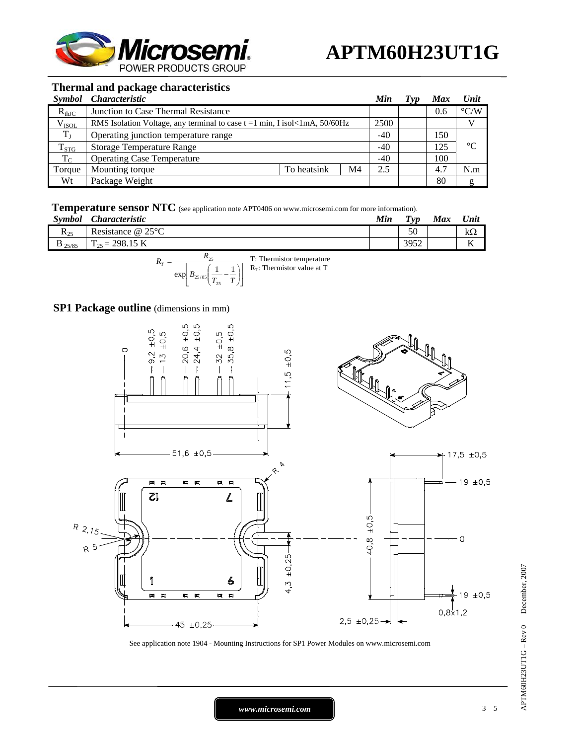## Thermal and package characteristics

| *Symbol* | *Characteristic* | | | *Min* | *Typ* | *Max* | *Unit* |
|---|---|---|---|---|---|---|---|
| $R_{thJC}$ | Junction to Case Thermal Resistance | | | | | 0.6 | °C/W |
| $V_{ISOL}$ | RMS Isolation Voltage, any terminal to case t =1 min, I isol<1mA, 50/60Hz | | | 2500 | | | V |
| $T_J$ | Operating junction temperature range | | | -40 | | 150 | °C |
| $T_{STG}$ | Storage Temperature Range | | | -40 | | 125 | |
| $T_C$ | Operating Case Temperature | | | -40 | | 100 | |
| Torque | Mounting torque | To heatsink | M4 | 2.5 | | 4.7 | N.m |
| Wt | Package Weight | | | | | 80 | g |

## Temperature sensor NTC (see application note APT0406 on www.microsemi.com for more information).

| *Symbol* | *Characteristic* | *Min* | *Typ* | *Max* | *Unit* |
|---|---|---|---|---|---|
| $R_{25}$ | Resistance @ 25°C | | 50 | | kΩ |
| $B_{25/85}$ | $T_{25}$ = 298.15 K | | 3952 | | K |

$$R_T = \frac{R_{25}}{\exp\left[B_{25/85}\left(\frac{1}{T_{25}} - \frac{1}{T}\right)\right]}$$

T: Thermistor temperature
$R_T$: Thermistor value at T

## SP1 Package outline (dimensions in mm)

See application note 1904 - Mounting Instructions for SP1 Power Modules on www.microsemi.com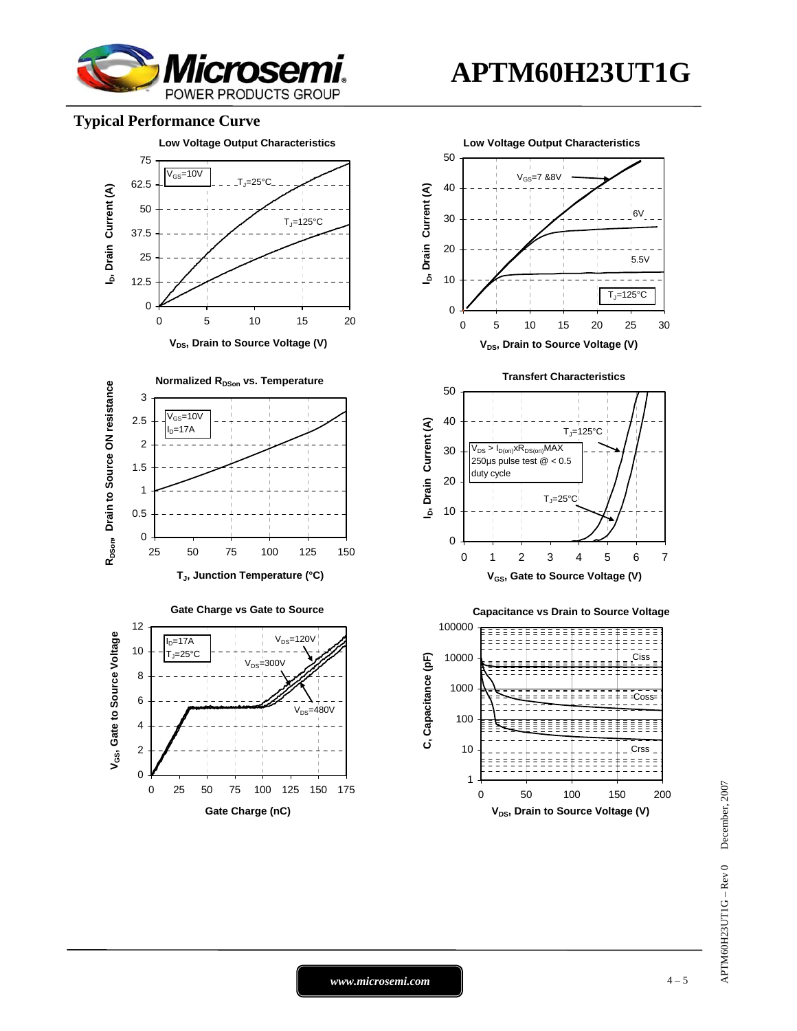## Typical Performance Curve

**Low Voltage Output Characteristics**

$V_{GS}$=10V

$T_J$=25°C

$T_J$=125°C

$I_D$, Drain Current (A)

$V_{DS}$, Drain to Source Voltage (V)

**Low Voltage Output Characteristics**

$V_{GS}$=7 &8V

6V

5.5V

$T_J$=125°C

$I_D$, Drain Current (A)

$V_{DS}$, Drain to Source Voltage (V)

**Normalized $R_{DSon}$ vs. Temperature**

$V_{GS}$=10V

$I_D$=17A

$R_{DSon}$ Drain to Source ON resistance

$T_J$, Junction Temperature (°C)

**Transfert Characteristics**

$V_{DS} > I_{D(on)}xR_{DS(on)}$MAX

250µs pulse test @ < 0.5 duty cycle

$T_J$=125°C

$T_J$=25°C

$I_D$, Drain Current (A)

$V_{GS}$, Gate to Source Voltage (V)

**Gate Charge vs Gate to Source**

$I_D$=17A

$T_J$=25°C

$V_{DS}$=120V

$V_{DS}$=300V

$V_{DS}$=480V

$V_{GS}$, Gate to Source Voltage

Gate Charge (nC)

**Capacitance vs Drain to Source Voltage**

Ciss

Coss

Crss

C, Capacitance (pF)

$V_{DS}$, Drain to Source Voltage (V)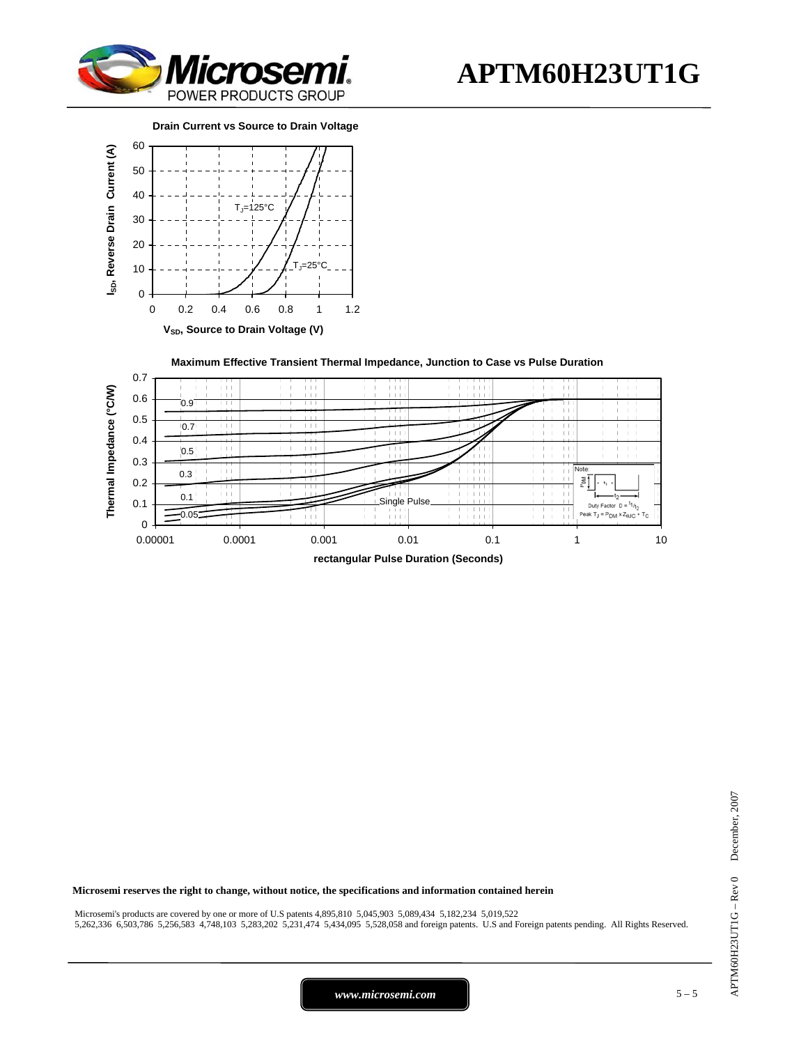Drain Current vs Source to Drain Voltage

$I_{SD}$, Reverse Drain Current (A)

60
50
40
30
20
10
0

$T_J$=125°C

$T_J$=25°C

0 0.2 0.4 0.6 0.8 1 1.2

$V_{SD}$, Source to Drain Voltage (V)

Maximum Effective Transient Thermal Impedance, Junction to Case vs Pulse Duration

Thermal Impedance (°C/W)

0.7
0.6
0.5
0.4
0.3
0.2
0.1
0

0.9
0.7
0.5
0.3
0.1
0.05
Single Pulse

Note:

$P_{DM}$

$t_1$

$t_2$

Duty Factor $D = t_1/t_2$

Peak $T_J = P_{DM} \times Z_{\theta JC} + T_C$

0.00001 0.0001 0.001 0.01 0.1 1 10

rectangular Pulse Duration (Seconds)

**Microsemi reserves the right to change, without notice, the specifications and information contained herein**

Microsemi's products are covered by one or more of U.S patents 4,895,810 5,045,903 5,089,434 5,182,234 5,019,522
5,262,336 6,503,786 5,256,583 4,748,103 5,283,202 5,231,474 5,434,095 5,528,058 and foreign patents. U.S and Foreign patents pending. All Rights Reserved.